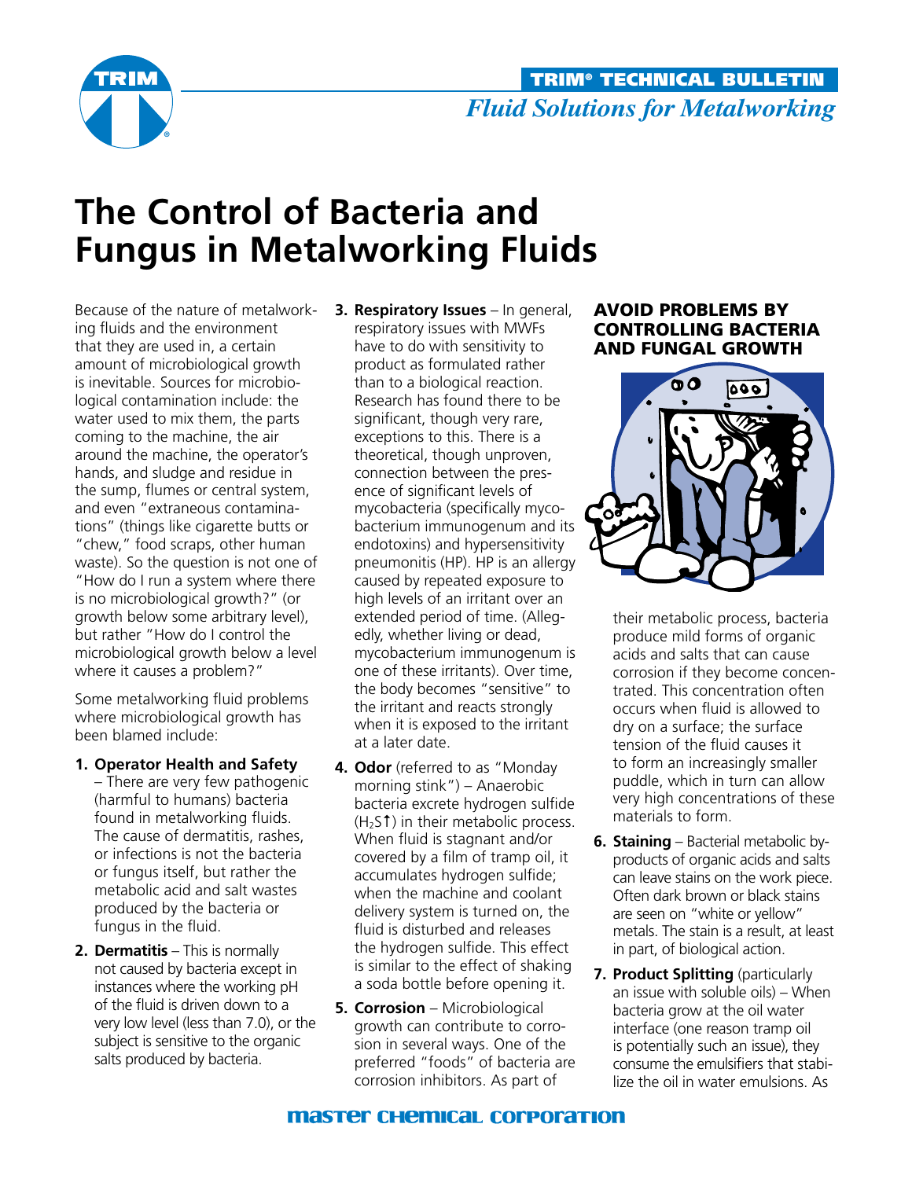TRIM® TECHNICAL BULLETIN

*Fluid Solutions for Metalworking*

# The Control of Bacteria and Fungus in Metalworking Fluids

Because of the nature of metalworking fluids and the environment that they are used in, a certain amount of microbiological growth is inevitable. Sources for microbiological contamination include: the water used to mix them, the parts coming to the machine, the air around the machine, the operator's hands, and sludge and residue in the sump, flumes or central system, and even "extraneous contaminations" (things like cigarette butts or "chew," food scraps, other human waste). So the question is not one of "How do I run a system where there is no microbiological growth?" (or growth below some arbitrary level), but rather "How do I control the microbiological growth below a level where it causes a problem?"

Some metalworking fluid problems where microbiological growth has been blamed include:

1. **Operator Health and Safety** – There are very few pathogenic (harmful to humans) bacteria found in metalworking fluids. The cause of dermatitis, rashes, or infections is not the bacteria or fungus itself, but rather the metabolic acid and salt wastes produced by the bacteria or fungus in the fluid.
2. **Dermatitis** – This is normally not caused by bacteria except in instances where the working pH of the fluid is driven down to a very low level (less than 7.0), or the subject is sensitive to the organic salts produced by bacteria.
3. **Respiratory Issues** – In general, respiratory issues with MWFs have to do with sensitivity to product as formulated rather than to a biological reaction. Research has found there to be significant, though very rare, exceptions to this. There is a theoretical, though unproven, connection between the presence of significant levels of mycobacteria (specifically mycobacterium immunogenum and its endotoxins) and hypersensitivity pneumonitis (HP). HP is an allergy caused by repeated exposure to high levels of an irritant over an extended period of time. (Allegedly, whether living or dead, mycobacterium immunogenum is one of these irritants). Over time, the body becomes "sensitive" to the irritant and reacts strongly when it is exposed to the irritant at a later date.
4. **Odor** (referred to as "Monday morning stink") – Anaerobic bacteria excrete hydrogen sulfide ($H_2S\uparrow$) in their metabolic process. When fluid is stagnant and/or covered by a film of tramp oil, it accumulates hydrogen sulfide; when the machine and coolant delivery system is turned on, the fluid is disturbed and releases the hydrogen sulfide. This effect is similar to the effect of shaking a soda bottle before opening it.
5. **Corrosion** – Microbiological growth can contribute to corrosion in several ways. One of the preferred "foods" of bacteria are corrosion inhibitors. As part of their metabolic process, bacteria produce mild forms of organic acids and salts that can cause corrosion if they become concentrated. This concentration often occurs when fluid is allowed to dry on a surface; the surface tension of the fluid causes it to form an increasingly smaller puddle, which in turn can allow very high concentrations of these materials to form.
6. **Staining** – Bacterial metabolic by-products of organic acids and salts can leave stains on the work piece. Often dark brown or black stains are seen on "white or yellow" metals. The stain is a result, at least in part, of biological action.
7. **Product Splitting** (particularly an issue with soluble oils) – When bacteria grow at the oil water interface (one reason tramp oil is potentially such an issue), they consume the emulsifiers that stabilize the oil in water emulsions. As

## AVOID PROBLEMS BY CONTROLLING BACTERIA AND FUNGAL GROWTH

MASTER CHEMICAL CORPORATION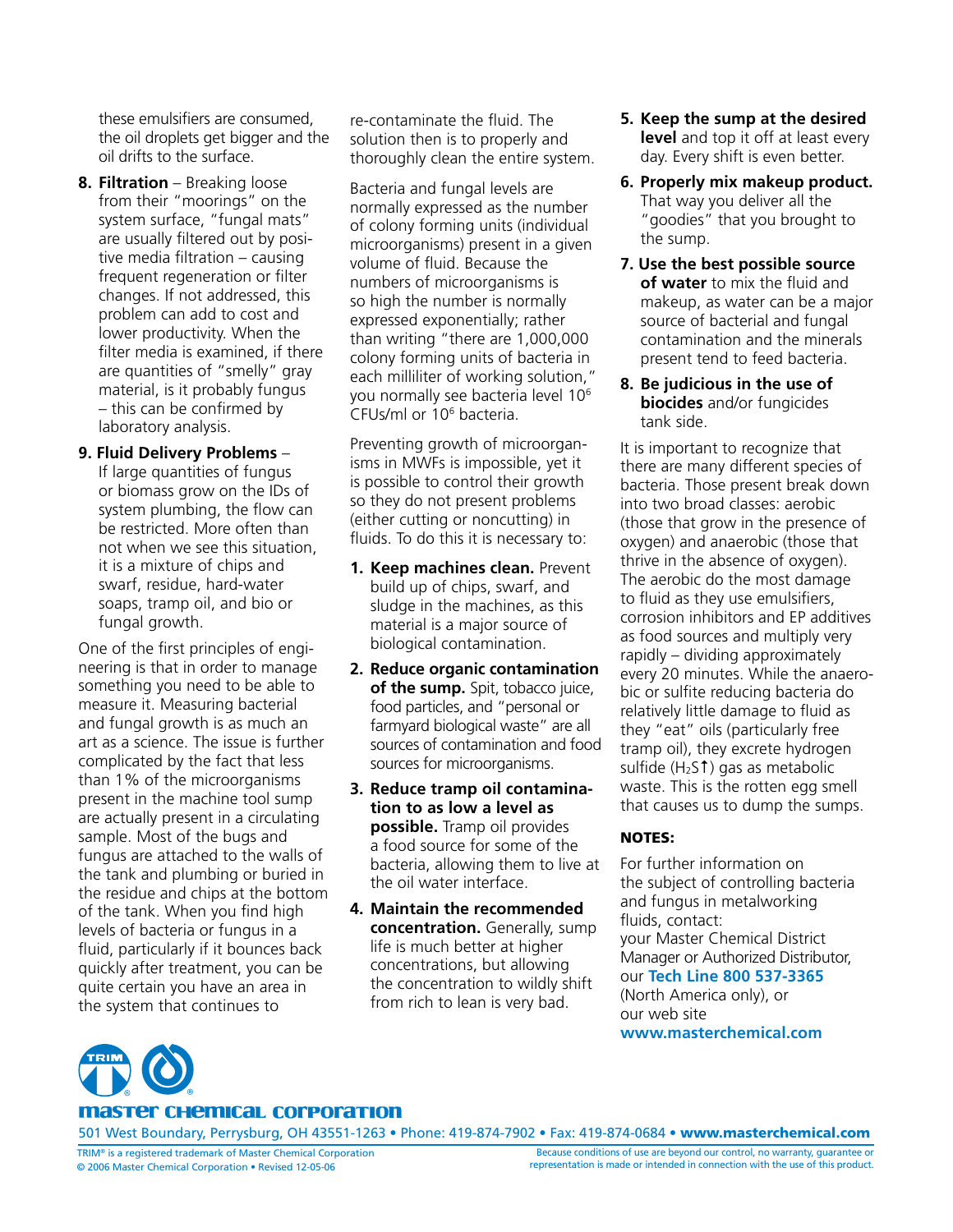these emulsifiers are consumed, the oil droplets get bigger and the oil drifts to the surface.

8. **Filtration** – Breaking loose from their "moorings" on the system surface, "fungal mats" are usually filtered out by positive media filtration – causing frequent regeneration or filter changes. If not addressed, this problem can add to cost and lower productivity. When the filter media is examined, if there are quantities of "smelly" gray material, is it probably fungus – this can be confirmed by laboratory analysis.

9. **Fluid Delivery Problems** – If large quantities of fungus or biomass grow on the IDs of system plumbing, the flow can be restricted. More often than not when we see this situation, it is a mixture of chips and swarf, residue, hard-water soaps, tramp oil, and bio or fungal growth.

One of the first principles of engineering is that in order to manage something you need to be able to measure it. Measuring bacterial and fungal growth is as much an art as a science. The issue is further complicated by the fact that less than 1% of the microorganisms present in the machine tool sump are actually present in a circulating sample. Most of the bugs and fungus are attached to the walls of the tank and plumbing or buried in the residue and chips at the bottom of the tank. When you find high levels of bacteria or fungus in a fluid, particularly if it bounces back quickly after treatment, you can be quite certain you have an area in the system that continues to re-contaminate the fluid. The solution then is to properly and thoroughly clean the entire system.

Bacteria and fungal levels are normally expressed as the number of colony forming units (individual microorganisms) present in a given volume of fluid. Because the numbers of microorganisms is so high the number is normally expressed exponentially; rather than writing "there are 1,000,000 colony forming units of bacteria in each milliliter of working solution," you normally see bacteria level $10^6$ CFUs/ml or $10^6$ bacteria.

Preventing growth of microorganisms in MWFs is impossible, yet it is possible to control their growth so they do not present problems (either cutting or noncutting) in fluids. To do this it is necessary to:

1. **Keep machines clean.** Prevent build up of chips, swarf, and sludge in the machines, as this material is a major source of biological contamination.
2. **Reduce organic contamination of the sump.** Spit, tobacco juice, food particles, and "personal or farmyard biological waste" are all sources of contamination and food sources for microorganisms.
3. **Reduce tramp oil contamination to as low a level as possible.** Tramp oil provides a food source for some of the bacteria, allowing them to live at the oil water interface.
4. **Maintain the recommended concentration.** Generally, sump life is much better at higher concentrations, but allowing the concentration to wildly shift from rich to lean is very bad.
5. **Keep the sump at the desired level** and top it off at least every day. Every shift is even better.
6. **Properly mix makeup product.** That way you deliver all the "goodies" that you brought to the sump.
7. **Use the best possible source of water** to mix the fluid and makeup, as water can be a major source of bacterial and fungal contamination and the minerals present tend to feed bacteria.
8. **Be judicious in the use of biocides** and/or fungicides tank side.

It is important to recognize that there are many different species of bacteria. Those present break down into two broad classes: aerobic (those that grow in the presence of oxygen) and anaerobic (those that thrive in the absence of oxygen). The aerobic do the most damage to fluid as they use emulsifiers, corrosion inhibitors and EP additives as food sources and multiply very rapidly – dividing approximately every 20 minutes. While the anaerobic or sulfite reducing bacteria do relatively little damage to fluid as they "eat" oils (particularly free tramp oil), they excrete hydrogen sulfide ($H_2S\uparrow$) gas as metabolic waste. This is the rotten egg smell that causes us to dump the sumps.

**NOTES:**

For further information on the subject of controlling bacteria and fungus in metalworking fluids, contact:
your Master Chemical District Manager or Authorized Distributor, our **Tech Line 800 537-3365** (North America only), or our web site **www.masterchemical.com**

**master chemical corporation**

501 West Boundary, Perrysburg, OH 43551-1263 • Phone: 419-874-7902 • Fax: 419-874-0684 • **www.masterchemical.com**

TRIM® is a registered trademark of Master Chemical Corporation
© 2006 Master Chemical Corporation • Revised 12-05-06

Because conditions of use are beyond our control, no warranty, guarantee or representation is made or intended in connection with the use of this product.